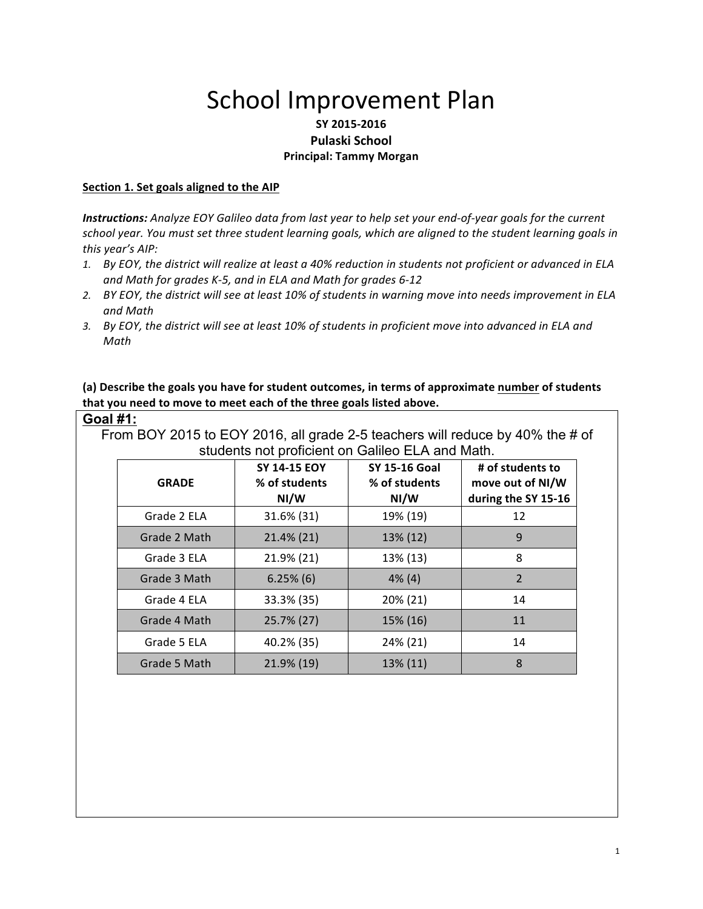# School Improvement Plan

**SY 2015-2016**

**Pulaski School**

**Principal: Tammy Morgan**

## Section 1. Set goals aligned to the AIP

***Instructions:*** *Analyze EOY Galileo data from last year to help set your end-of-year goals for the current school year. You must set three student learning goals, which are aligned to the student learning goals in this year's AIP:*

1. *By EOY, the district will realize at least a 40% reduction in students not proficient or advanced in ELA and Math for grades K-5, and in ELA and Math for grades 6-12*
2. *BY EOY, the district will see at least 10% of students in warning move into needs improvement in ELA and Math*
3. *By EOY, the district will see at least 10% of students in proficient move into advanced in ELA and Math*

**(a) Describe the goals you have for student outcomes, in terms of approximate number of students that you need to move to meet each of the three goals listed above.**

**Goal #1:**

From BOY 2015 to EOY 2016, all grade 2-5 teachers will reduce by 40% the # of students not proficient on Galileo ELA and Math.

| GRADE | SY 14-15 EOY % of students NI/W | SY 15-16 Goal % of students NI/W | # of students to move out of NI/W during the SY 15-16 |
|---|---|---|---|
| Grade 2 ELA | 31.6% (31) | 19% (19) | 12 |
| Grade 2 Math | 21.4% (21) | 13% (12) | 9 |
| Grade 3 ELA | 21.9% (21) | 13% (13) | 8 |
| Grade 3 Math | 6.25% (6) | 4% (4) | 2 |
| Grade 4 ELA | 33.3% (35) | 20% (21) | 14 |
| Grade 4 Math | 25.7% (27) | 15% (16) | 11 |
| Grade 5 ELA | 40.2% (35) | 24% (21) | 14 |
| Grade 5 Math | 21.9% (19) | 13% (11) | 8 |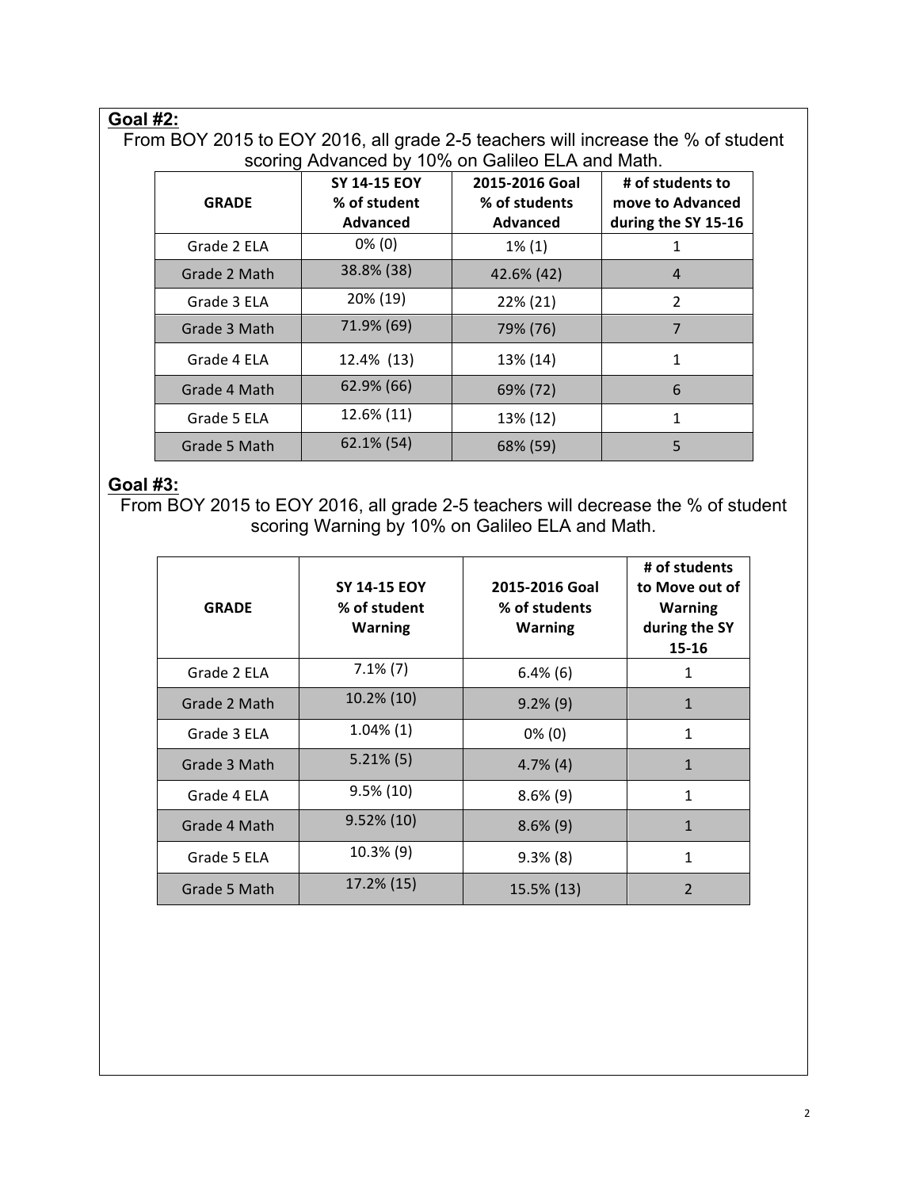## Goal #2:

From BOY 2015 to EOY 2016, all grade 2-5 teachers will increase the % of student scoring Advanced by 10% on Galileo ELA and Math.

| GRADE | SY 14-15 EOY % of student Advanced | 2015-2016 Goal % of students Advanced | # of students to move to Advanced during the SY 15-16 |
|---|---|---|---|
| Grade 2 ELA | 0% (0) | 1% (1) | 1 |
| Grade 2 Math | 38.8% (38) | 42.6% (42) | 4 |
| Grade 3 ELA | 20% (19) | 22% (21) | 2 |
| Grade 3 Math | 71.9% (69) | 79% (76) | 7 |
| Grade 4 ELA | 12.4% (13) | 13% (14) | 1 |
| Grade 4 Math | 62.9% (66) | 69% (72) | 6 |
| Grade 5 ELA | 12.6% (11) | 13% (12) | 1 |
| Grade 5 Math | 62.1% (54) | 68% (59) | 5 |

## Goal #3:

From BOY 2015 to EOY 2016, all grade 2-5 teachers will decrease the % of student scoring Warning by 10% on Galileo ELA and Math.

| GRADE | SY 14-15 EOY % of student Warning | 2015-2016 Goal % of students Warning | # of students to Move out of Warning during the SY 15-16 |
|---|---|---|---|
| Grade 2 ELA | 7.1% (7) | 6.4% (6) | 1 |
| Grade 2 Math | 10.2% (10) | 9.2% (9) | 1 |
| Grade 3 ELA | 1.04% (1) | 0% (0) | 1 |
| Grade 3 Math | 5.21% (5) | 4.7% (4) | 1 |
| Grade 4 ELA | 9.5% (10) | 8.6% (9) | 1 |
| Grade 4 Math | 9.52% (10) | 8.6% (9) | 1 |
| Grade 5 ELA | 10.3% (9) | 9.3% (8) | 1 |
| Grade 5 Math | 17.2% (15) | 15.5% (13) | 2 |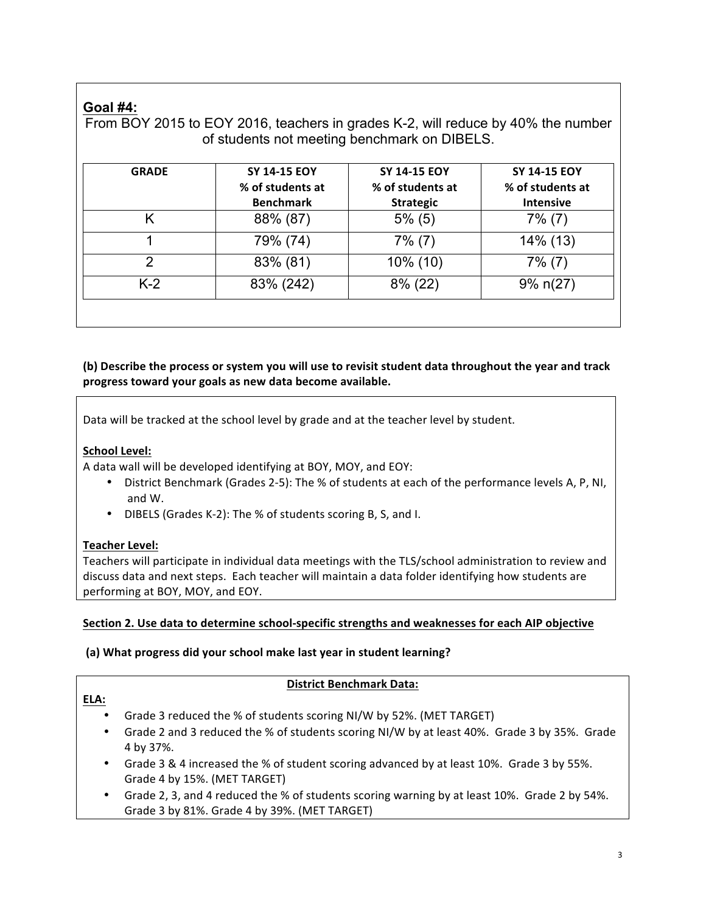**Goal #4:**

From BOY 2015 to EOY 2016, teachers in grades K-2, will reduce by 40% the number of students not meeting benchmark on DIBELS.

| GRADE | SY 14-15 EOY % of students at Benchmark | SY 14-15 EOY % of students at Strategic | SY 14-15 EOY % of students at Intensive |
|---|---|---|---|
| K | 88% (87) | 5% (5) | 7% (7) |
| 1 | 79% (74) | 7% (7) | 14% (13) |
| 2 | 83% (81) | 10% (10) | 7% (7) |
| K-2 | 83% (242) | 8% (22) | 9% n(27) |

**(b) Describe the process or system you will use to revisit student data throughout the year and track progress toward your goals as new data become available.**

Data will be tracked at the school level by grade and at the teacher level by student.

**School Level:**

A data wall will be developed identifying at BOY, MOY, and EOY:

- District Benchmark (Grades 2-5): The % of students at each of the performance levels A, P, NI, and W.
- DIBELS (Grades K-2): The % of students scoring B, S, and I.

**Teacher Level:**

Teachers will participate in individual data meetings with the TLS/school administration to review and discuss data and next steps. Each teacher will maintain a data folder identifying how students are performing at BOY, MOY, and EOY.

## Section 2. Use data to determine school-specific strengths and weaknesses for each AIP objective

**(a) What progress did your school make last year in student learning?**

**District Benchmark Data:**

**ELA:**

- Grade 3 reduced the % of students scoring NI/W by 52%. (MET TARGET)
- Grade 2 and 3 reduced the % of students scoring NI/W by at least 40%. Grade 3 by 35%. Grade 4 by 37%.
- Grade 3 & 4 increased the % of student scoring advanced by at least 10%. Grade 3 by 55%. Grade 4 by 15%. (MET TARGET)
- Grade 2, 3, and 4 reduced the % of students scoring warning by at least 10%. Grade 2 by 54%. Grade 3 by 81%. Grade 4 by 39%. (MET TARGET)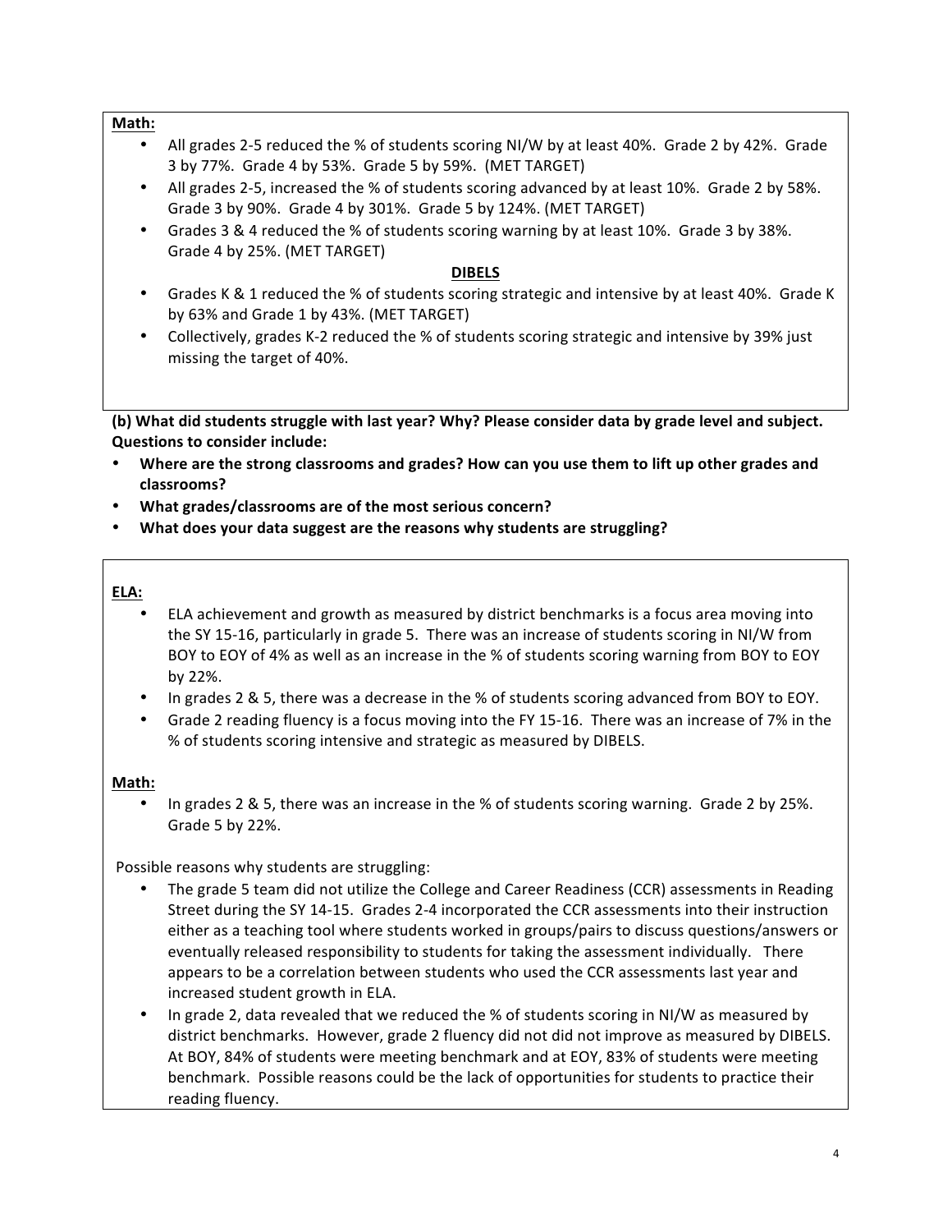**Math:**

- All grades 2-5 reduced the % of students scoring NI/W by at least 40%. Grade 2 by 42%. Grade 3 by 77%. Grade 4 by 53%. Grade 5 by 59%. (MET TARGET)
- All grades 2-5, increased the % of students scoring advanced by at least 10%. Grade 2 by 58%. Grade 3 by 90%. Grade 4 by 301%. Grade 5 by 124%. (MET TARGET)
- Grades 3 & 4 reduced the % of students scoring warning by at least 10%. Grade 3 by 38%. Grade 4 by 25%. (MET TARGET)

**DIBELS**

- Grades K & 1 reduced the % of students scoring strategic and intensive by at least 40%. Grade K by 63% and Grade 1 by 43%. (MET TARGET)
- Collectively, grades K-2 reduced the % of students scoring strategic and intensive by 39% just missing the target of 40%.

**(b) What did students struggle with last year? Why? Please consider data by grade level and subject. Questions to consider include:**

- **Where are the strong classrooms and grades? How can you use them to lift up other grades and classrooms?**
- **What grades/classrooms are of the most serious concern?**
- **What does your data suggest are the reasons why students are struggling?**

**ELA:**

- ELA achievement and growth as measured by district benchmarks is a focus area moving into the SY 15-16, particularly in grade 5. There was an increase of students scoring in NI/W from BOY to EOY of 4% as well as an increase in the % of students scoring warning from BOY to EOY by 22%.
- In grades 2 & 5, there was a decrease in the % of students scoring advanced from BOY to EOY.
- Grade 2 reading fluency is a focus moving into the FY 15-16. There was an increase of 7% in the % of students scoring intensive and strategic as measured by DIBELS.

**Math:**

- In grades 2 & 5, there was an increase in the % of students scoring warning. Grade 2 by 25%. Grade 5 by 22%.

Possible reasons why students are struggling:

- The grade 5 team did not utilize the College and Career Readiness (CCR) assessments in Reading Street during the SY 14-15. Grades 2-4 incorporated the CCR assessments into their instruction either as a teaching tool where students worked in groups/pairs to discuss questions/answers or eventually released responsibility to students for taking the assessment individually. There appears to be a correlation between students who used the CCR assessments last year and increased student growth in ELA.
- In grade 2, data revealed that we reduced the % of students scoring in NI/W as measured by district benchmarks. However, grade 2 fluency did not did not improve as measured by DIBELS. At BOY, 84% of students were meeting benchmark and at EOY, 83% of students were meeting benchmark. Possible reasons could be the lack of opportunities for students to practice their reading fluency.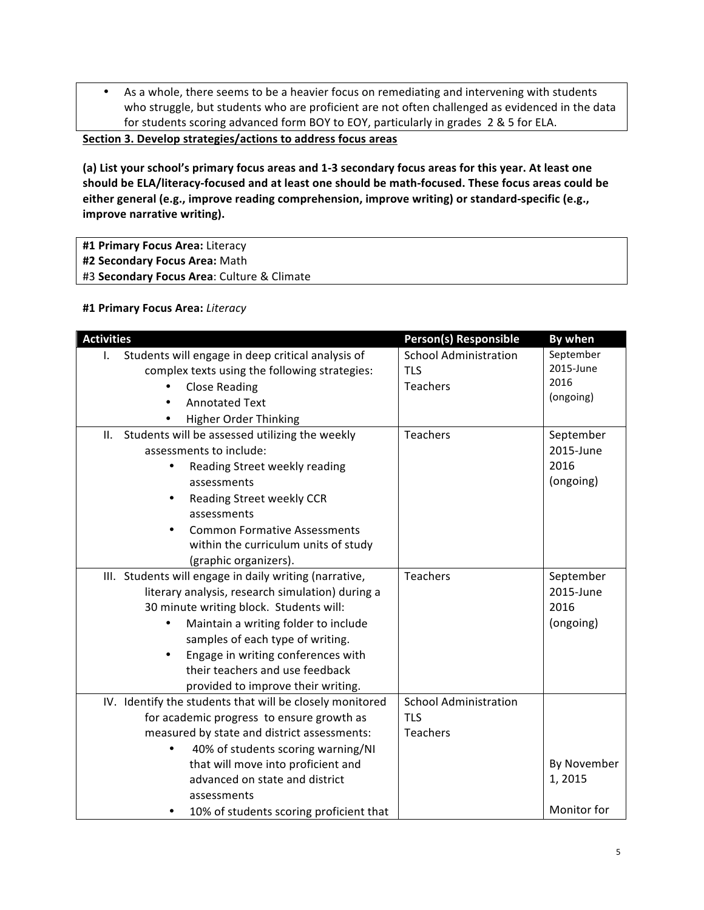- As a whole, there seems to be a heavier focus on remediating and intervening with students who struggle, but students who are proficient are not often challenged as evidenced in the data for students scoring advanced form BOY to EOY, particularly in grades 2 & 5 for ELA.

**Section 3. Develop strategies/actions to address focus areas**

**(a) List your school's primary focus areas and 1-3 secondary focus areas for this year. At least one should be ELA/literacy-focused and at least one should be math-focused. These focus areas could be either general (e.g., improve reading comprehension, improve writing) or standard-specific (e.g., improve narrative writing).**

**#1 Primary Focus Area:** Literacy
**#2 Secondary Focus Area:** Math
#3 **Secondary Focus Area**: Culture & Climate

**#1 Primary Focus Area:** *Literacy*

| Activities | Person(s) Responsible | By when |
| --- | --- | --- |
| I. Students will engage in deep critical analysis of complex texts using the following strategies:<br>• Close Reading<br>• Annotated Text<br>• Higher Order Thinking | School Administration<br>TLS<br>Teachers | September 2015-June 2016 (ongoing) |
| II. Students will be assessed utilizing the weekly assessments to include:<br>• Reading Street weekly reading assessments<br>• Reading Street weekly CCR assessments<br>• Common Formative Assessments within the curriculum units of study (graphic organizers). | Teachers | September 2015-June 2016 (ongoing) |
| III. Students will engage in daily writing (narrative, literary analysis, research simulation) during a 30 minute writing block. Students will:<br>• Maintain a writing folder to include samples of each type of writing.<br>• Engage in writing conferences with their teachers and use feedback provided to improve their writing. | Teachers | September 2015-June 2016 (ongoing) |
| IV. Identify the students that will be closely monitored for academic progress to ensure growth as measured by state and district assessments:<br>• 40% of students scoring warning/NI that will move into proficient and advanced on state and district assessments<br>• 10% of students scoring proficient that | School Administration<br>TLS<br>Teachers | By November 1, 2015<br><br>Monitor for |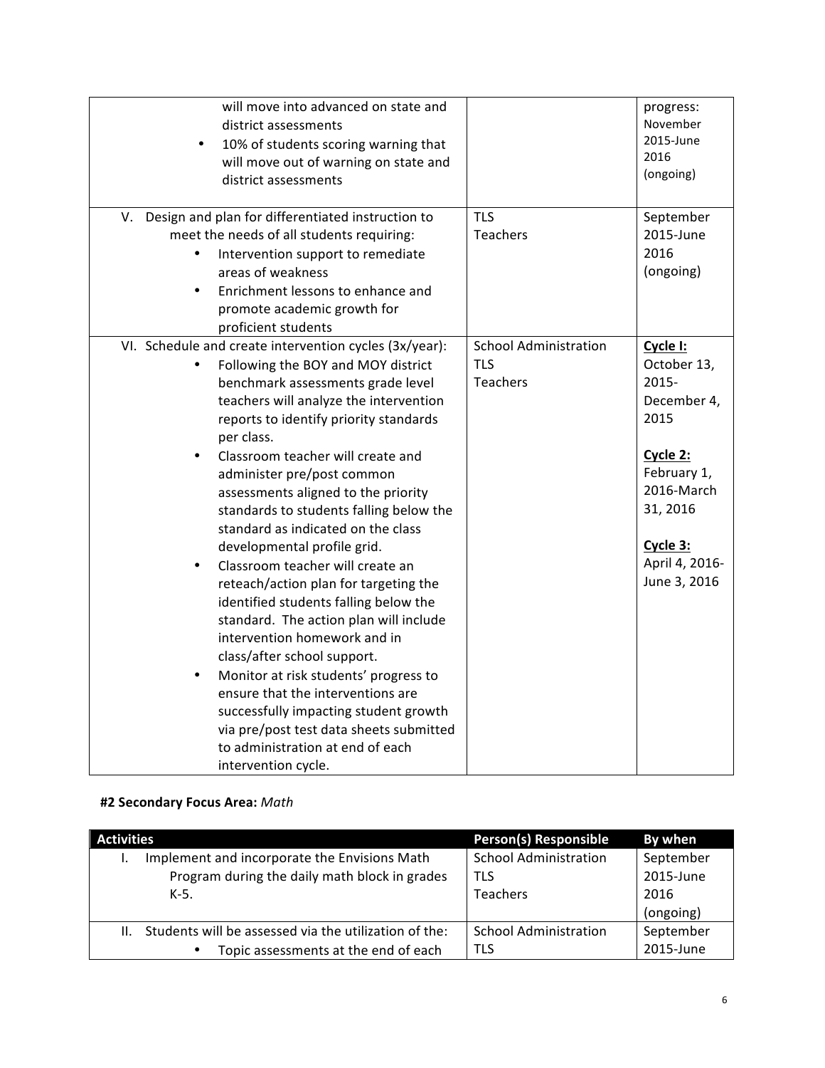| | | |
|---|---|---|
| will move into advanced on state and district assessments<br>• 10% of students scoring warning that will move out of warning on state and district assessments | | progress: November 2015-June 2016 (ongoing) |
| V. Design and plan for differentiated instruction to meet the needs of all students requiring:<br>• Intervention support to remediate areas of weakness<br>• Enrichment lessons to enhance and promote academic growth for proficient students | TLS<br>Teachers | September 2015-June 2016 (ongoing) |
| VI. Schedule and create intervention cycles (3x/year):<br>• Following the BOY and MOY district benchmark assessments grade level teachers will analyze the intervention reports to identify priority standards per class.<br>• Classroom teacher will create and administer pre/post common assessments aligned to the priority standards to students falling below the standard as indicated on the class developmental profile grid.<br>• Classroom teacher will create an reteach/action plan for targeting the identified students falling below the standard. The action plan will include intervention homework and in class/after school support.<br>• Monitor at risk students' progress to ensure that the interventions are successfully impacting student growth via pre/post test data sheets submitted to administration at end of each intervention cycle. | School Administration<br>TLS<br>Teachers | **Cycle I:**<br>October 13, 2015-December 4, 2015<br><br>**Cycle 2:**<br>February 1, 2016-March 31, 2016<br><br>**Cycle 3:**<br>April 4, 2016-June 3, 2016 |

**#2 Secondary Focus Area:** *Math*

| Activities | Person(s) Responsible | By when |
|---|---|---|
| I. Implement and incorporate the Envisions Math Program during the daily math block in grades K-5. | School Administration<br>TLS<br>Teachers | September 2015-June 2016 (ongoing) |
| II. Students will be assessed via the utilization of the:<br>• Topic assessments at the end of each | School Administration<br>TLS | September 2015-June |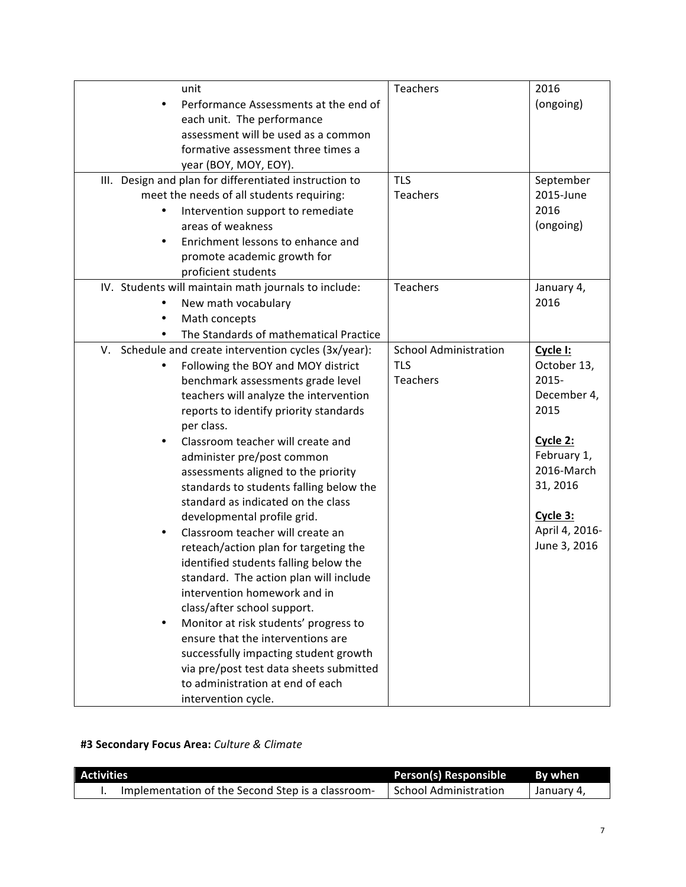| | | |
|---|---|---|
| unit<br>• Performance Assessments at the end of each unit. The performance assessment will be used as a common formative assessment three times a year (BOY, MOY, EOY). | Teachers | 2016 (ongoing) |
| III. Design and plan for differentiated instruction to meet the needs of all students requiring:<br>• Intervention support to remediate areas of weakness<br>• Enrichment lessons to enhance and promote academic growth for proficient students | TLS<br>Teachers | September 2015-June 2016 (ongoing) |
| IV. Students will maintain math journals to include:<br>• New math vocabulary<br>• Math concepts<br>• The Standards of mathematical Practice | Teachers | January 4, 2016 |
| V. Schedule and create intervention cycles (3x/year):<br>• Following the BOY and MOY district benchmark assessments grade level teachers will analyze the intervention reports to identify priority standards per class.<br>• Classroom teacher will create and administer pre/post common assessments aligned to the priority standards to students falling below the standard as indicated on the class developmental profile grid.<br>• Classroom teacher will create an reteach/action plan for targeting the identified students falling below the standard. The action plan will include intervention homework and in class/after school support.<br>• Monitor at risk students' progress to ensure that the interventions are successfully impacting student growth via pre/post test data sheets submitted to administration at end of each intervention cycle. | School Administration<br>TLS<br>Teachers | <u>**Cycle I:**</u><br>October 13, 2015-December 4, 2015<br><br><u>**Cycle 2:**</u><br>February 1, 2016-March 31, 2016<br><br><u>**Cycle 3:**</u><br>April 4, 2016-June 3, 2016 |

**#3 Secondary Focus Area:** *Culture & Climate*

| Activities | Person(s) Responsible | By when |
|---|---|---|
| I. Implementation of the Second Step is a classroom- | School Administration | January 4, |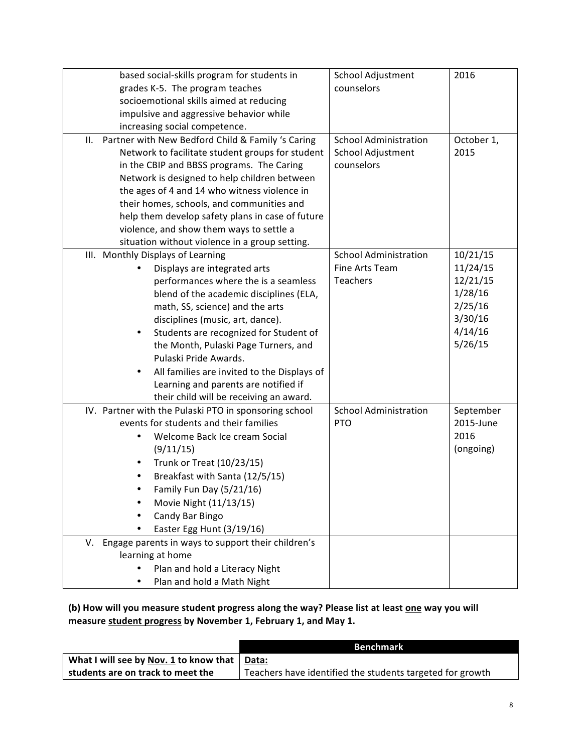| | | |
|---|---|---|
| based social-skills program for students in grades K-5. The program teaches socioemotional skills aimed at reducing impulsive and aggressive behavior while increasing social competence. | School Adjustment counselors | 2016 |
| II. Partner with New Bedford Child & Family 's Caring Network to facilitate student groups for student in the CBIP and BBSS programs. The Caring Network is designed to help children between the ages of 4 and 14 who witness violence in their homes, schools, and communities and help them develop safety plans in case of future violence, and show them ways to settle a situation without violence in a group setting. | School Administration<br>School Adjustment counselors | October 1, 2015 |
| III. Monthly Displays of Learning<br>• Displays are integrated arts performances where the is a seamless blend of the academic disciplines (ELA, math, SS, science) and the arts disciplines (music, art, dance).<br>• Students are recognized for Student of the Month, Pulaski Page Turners, and Pulaski Pride Awards.<br>• All families are invited to the Displays of Learning and parents are notified if their child will be receiving an award. | School Administration<br>Fine Arts Team<br>Teachers | 10/21/15<br>11/24/15<br>12/21/15<br>1/28/16<br>2/25/16<br>3/30/16<br>4/14/16<br>5/26/15 |
| IV. Partner with the Pulaski PTO in sponsoring school events for students and their families<br>• Welcome Back Ice cream Social (9/11/15)<br>• Trunk or Treat (10/23/15)<br>• Breakfast with Santa (12/5/15)<br>• Family Fun Day (5/21/16)<br>• Movie Night (11/13/15)<br>• Candy Bar Bingo<br>• Easter Egg Hunt (3/19/16) | School Administration<br>PTO | September 2015-June 2016 (ongoing) |
| V. Engage parents in ways to support their children's learning at home<br>• Plan and hold a Literacy Night<br>• Plan and hold a Math Night | | |

**(b) How will you measure student progress along the way? Please list at least one way you will measure student progress by November 1, February 1, and May 1.**

| | **Benchmark** |
|---|---|
| **What I will see by Nov. 1 to know that students are on track to meet the** | **Data:**<br>Teachers have identified the students targeted for growth |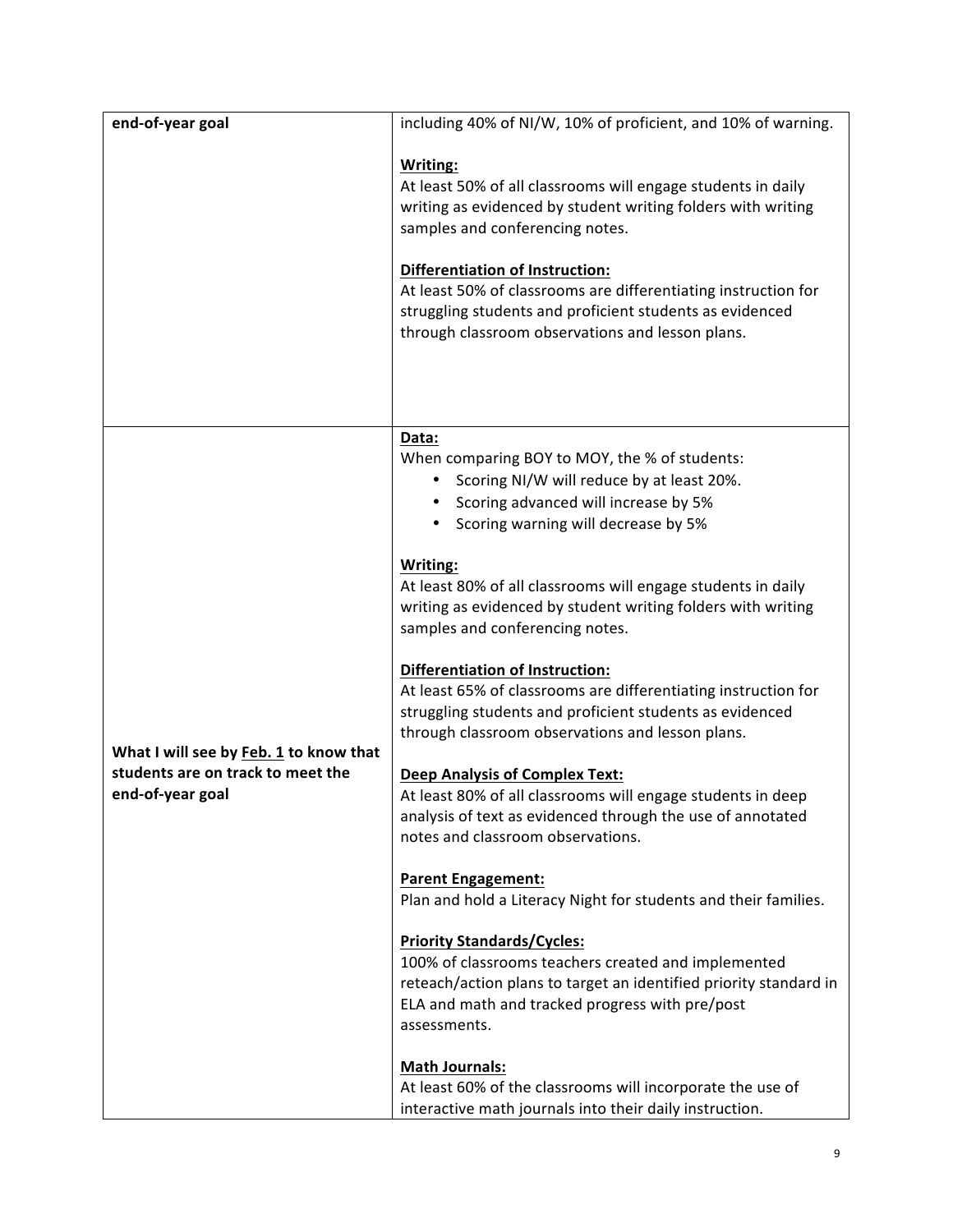| | |
|---|---|
| **end-of-year goal** | including 40% of NI/W, 10% of proficient, and 10% of warning.<br><br>**Writing:**<br>At least 50% of all classrooms will engage students in daily writing as evidenced by student writing folders with writing samples and conferencing notes.<br><br>**Differentiation of Instruction:**<br>At least 50% of classrooms are differentiating instruction for struggling students and proficient students as evidenced through classroom observations and lesson plans. |
| **What I will see by Feb. 1 to know that students are on track to meet the end-of-year goal** | **Data:**<br>When comparing BOY to MOY, the % of students:<br>• Scoring NI/W will reduce by at least 20%.<br>• Scoring advanced will increase by 5%<br>• Scoring warning will decrease by 5%<br><br>**Writing:**<br>At least 80% of all classrooms will engage students in daily writing as evidenced by student writing folders with writing samples and conferencing notes.<br><br>**Differentiation of Instruction:**<br>At least 65% of classrooms are differentiating instruction for struggling students and proficient students as evidenced through classroom observations and lesson plans.<br><br>**Deep Analysis of Complex Text:**<br>At least 80% of all classrooms will engage students in deep analysis of text as evidenced through the use of annotated notes and classroom observations.<br><br>**Parent Engagement:**<br>Plan and hold a Literacy Night for students and their families.<br><br>**Priority Standards/Cycles:**<br>100% of classrooms teachers created and implemented reteach/action plans to target an identified priority standard in ELA and math and tracked progress with pre/post assessments.<br><br>**Math Journals:**<br>At least 60% of the classrooms will incorporate the use of interactive math journals into their daily instruction. |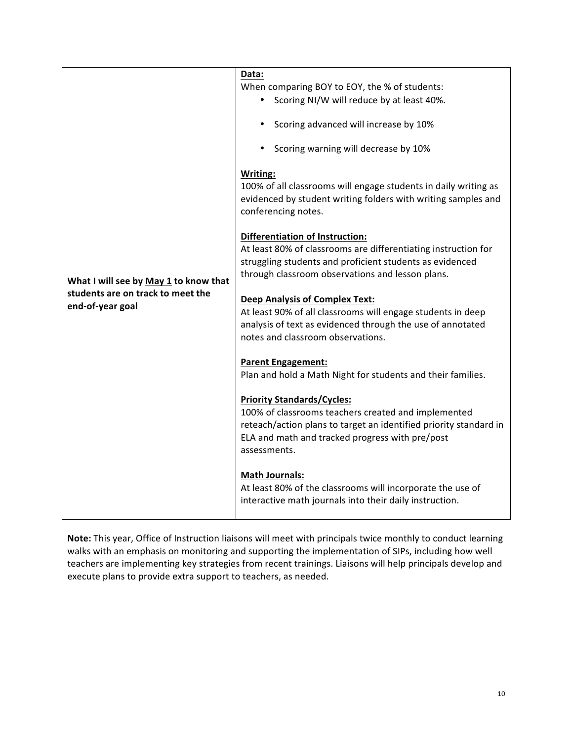| | |
|---|---|
| **What I will see by <u>May 1</u> to know that students are on track to meet the end-of-year goal** | **<u>Data:</u>**<br>When comparing BOY to EOY, the % of students:<br>• Scoring NI/W will reduce by at least 40%.<br>• Scoring advanced will increase by 10%<br>• Scoring warning will decrease by 10%<br><br>**<u>Writing:</u>**<br>100% of all classrooms will engage students in daily writing as evidenced by student writing folders with writing samples and conferencing notes.<br><br>**<u>Differentiation of Instruction:</u>**<br>At least 80% of classrooms are differentiating instruction for struggling students and proficient students as evidenced through classroom observations and lesson plans.<br><br>**<u>Deep Analysis of Complex Text:</u>**<br>At least 90% of all classrooms will engage students in deep analysis of text as evidenced through the use of annotated notes and classroom observations.<br><br>**<u>Parent Engagement:</u>**<br>Plan and hold a Math Night for students and their families.<br><br>**<u>Priority Standards/Cycles:</u>**<br>100% of classrooms teachers created and implemented reteach/action plans to target an identified priority standard in ELA and math and tracked progress with pre/post assessments.<br><br>**<u>Math Journals:</u>**<br>At least 80% of the classrooms will incorporate the use of interactive math journals into their daily instruction. |

**Note:** This year, Office of Instruction liaisons will meet with principals twice monthly to conduct learning walks with an emphasis on monitoring and supporting the implementation of SIPs, including how well teachers are implementing key strategies from recent trainings. Liaisons will help principals develop and execute plans to provide extra support to teachers, as needed.